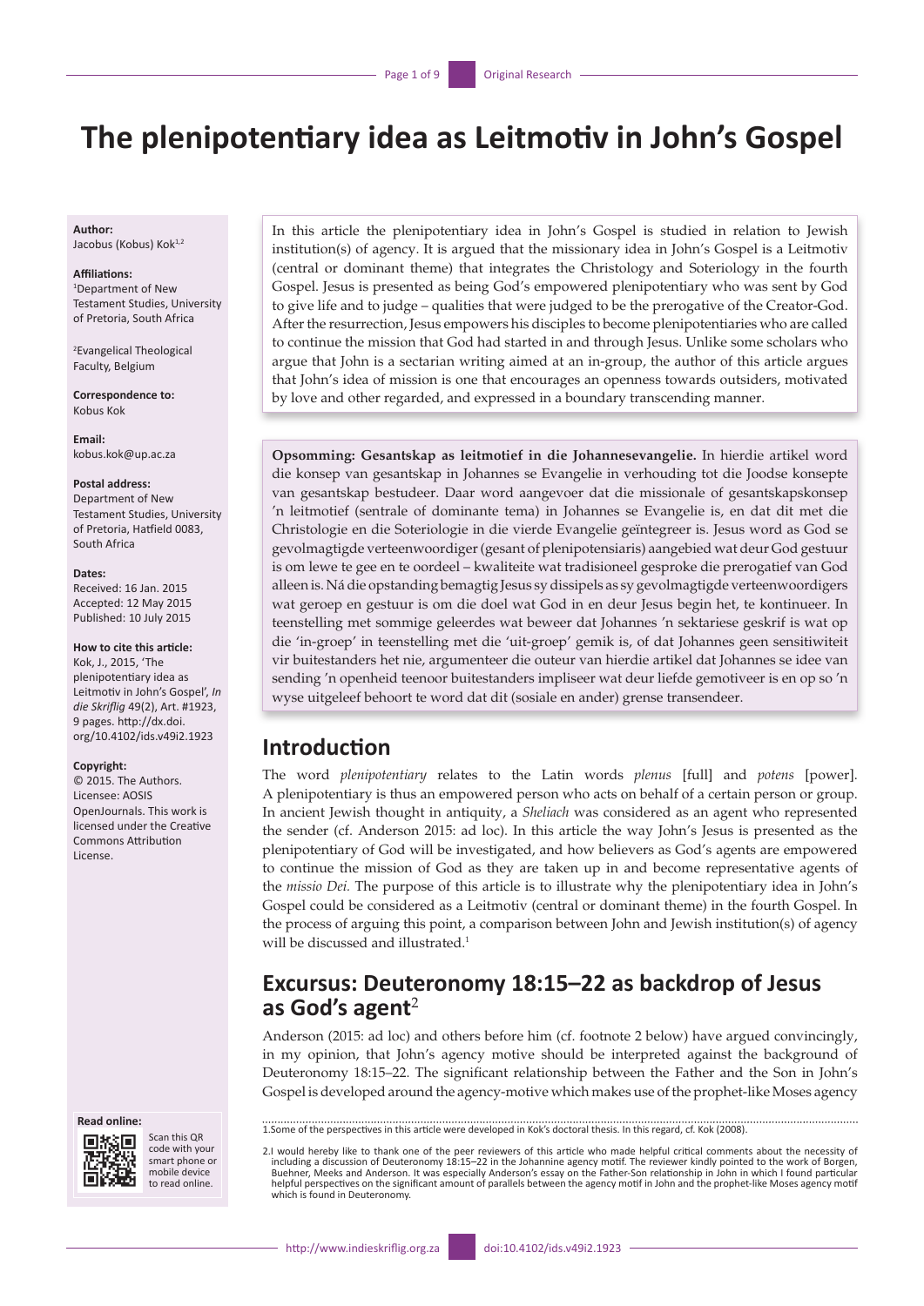# The plenipotentiary idea as Leitmotiv in John's Gospel

**Author:**
Jacobus (Kobus) Kok[1,2]

**Affiliations:**
[1]Department of New Testament Studies, University of Pretoria, South Africa

[2]Evangelical Theological Faculty, Belgium

**Correspondence to:**
Kobus Kok

**Email:**
kobus.kok@up.ac.za

**Postal address:**
Department of New Testament Studies, University of Pretoria, Hatfield 0083, South Africa

**Dates:**
Received: 16 Jan. 2015
Accepted: 12 May 2015
Published: 10 July 2015

**How to cite this article:**
Kok, J., 2015, 'The plenipotentiary idea as Leitmotiv in John's Gospel', *In die Skriflig* 49(2), Art. #1923, 9 pages. http://dx.doi.org/10.4102/ids.v49i2.1923

**Copyright:**
© 2015. The Authors. Licensee: AOSIS OpenJournals. This work is licensed under the Creative Commons Attribution License.

**Read online:**
Scan this QR code with your smart phone or mobile device to read online.

In this article the plenipotentiary idea in John's Gospel is studied in relation to Jewish institution(s) of agency. It is argued that the missionary idea in John's Gospel is a Leitmotiv (central or dominant theme) that integrates the Christology and Soteriology in the fourth Gospel. Jesus is presented as being God's empowered plenipotentiary who was sent by God to give life and to judge – qualities that were judged to be the prerogative of the Creator-God. After the resurrection, Jesus empowers his disciples to become plenipotentiaries who are called to continue the mission that God had started in and through Jesus. Unlike some scholars who argue that John is a sectarian writing aimed at an in-group, the author of this article argues that John's idea of mission is one that encourages an openness towards outsiders, motivated by love and other regarded, and expressed in a boundary transcending manner.

**Opsomming: Gesantskap as leitmotief in die Johannesevangelie.** In hierdie artikel word die konsep van gesantskap in Johannes se Evangelie in verhouding tot die Joodse konsepte van gesantskap bestudeer. Daar word aangevoer dat die missionale of gesantskapskonsep 'n leitmotief (sentrale of dominante tema) in Johannes se Evangelie is, en dat dit met die Christologie en die Soteriologie in die vierde Evangelie geïntegreer is. Jesus word as God se gevolmagtigde verteenwoordiger (gesant of plenipotensiaris) aangebied wat deur God gestuur is om lewe te gee en te oordeel – kwaliteite wat tradisioneel gesproke die prerogatief van God alleen is. Ná die opstanding bemagtig Jesus sy dissipels as sy gevolmagtigde verteenwoordigers wat geroep en gestuur is om die doel wat God in en deur Jesus begin het, te kontinueer. In teenstelling met sommige geleerdes wat beweer dat Johannes 'n sektariese geskrif is wat op die 'in-groep' in teenstelling met die 'uit-groep' gemik is, of dat Johannes geen sensitiwiteit vir buitestanders het nie, argumenteer die outeur van hierdie artikel dat Johannes se idee van sending 'n openheid teenoor buitestanders impliseer wat deur liefde gemotiveer is en op so 'n wyse uitgeleef behoort te word dat dit (sosiale en ander) grense transendeer.

## Introduction

The word *plenipotentiary* relates to the Latin words *plenus* [full] and *potens* [power]. A plenipotentiary is thus an empowered person who acts on behalf of a certain person or group. In ancient Jewish thought in antiquity, a *Sheliach* was considered as an agent who represented the sender (cf. Anderson 2015: ad loc). In this article the way John's Jesus is presented as the plenipotentiary of God will be investigated, and how believers as God's agents are empowered to continue the mission of God as they are taken up in and become representative agents of the *missio Dei.* The purpose of this article is to illustrate why the plenipotentiary idea in John's Gospel could be considered as a Leitmotiv (central or dominant theme) in the fourth Gospel. In the process of arguing this point, a comparison between John and Jewish institution(s) of agency will be discussed and illustrated.[1]

## Excursus: Deuteronomy 18:15–22 as backdrop of Jesus as God's agent[2]

Anderson (2015: ad loc) and others before him (cf. footnote 2 below) have argued convincingly, in my opinion, that John's agency motive should be interpreted against the background of Deuteronomy 18:15–22. The significant relationship between the Father and the Son in John's Gospel is developed around the agency-motive which makes use of the prophet-like Moses agency

1.Some of the perspectives in this article were developed in Kok's doctoral thesis. In this regard, cf. Kok (2008).

2.I would hereby like to thank one of the peer reviewers of this article who made helpful critical comments about the necessity of including a discussion of Deuteronomy 18:15–22 in the Johannine agency motif. The reviewer kindly pointed to the work of Borgen, Buehner, Meeks and Anderson. It was especially Anderson's essay on the Father-Son relationship in John in which I found particular helpful perspectives on the significant amount of parallels between the agency motif in John and the prophet-like Moses agency motif which is found in Deuteronomy.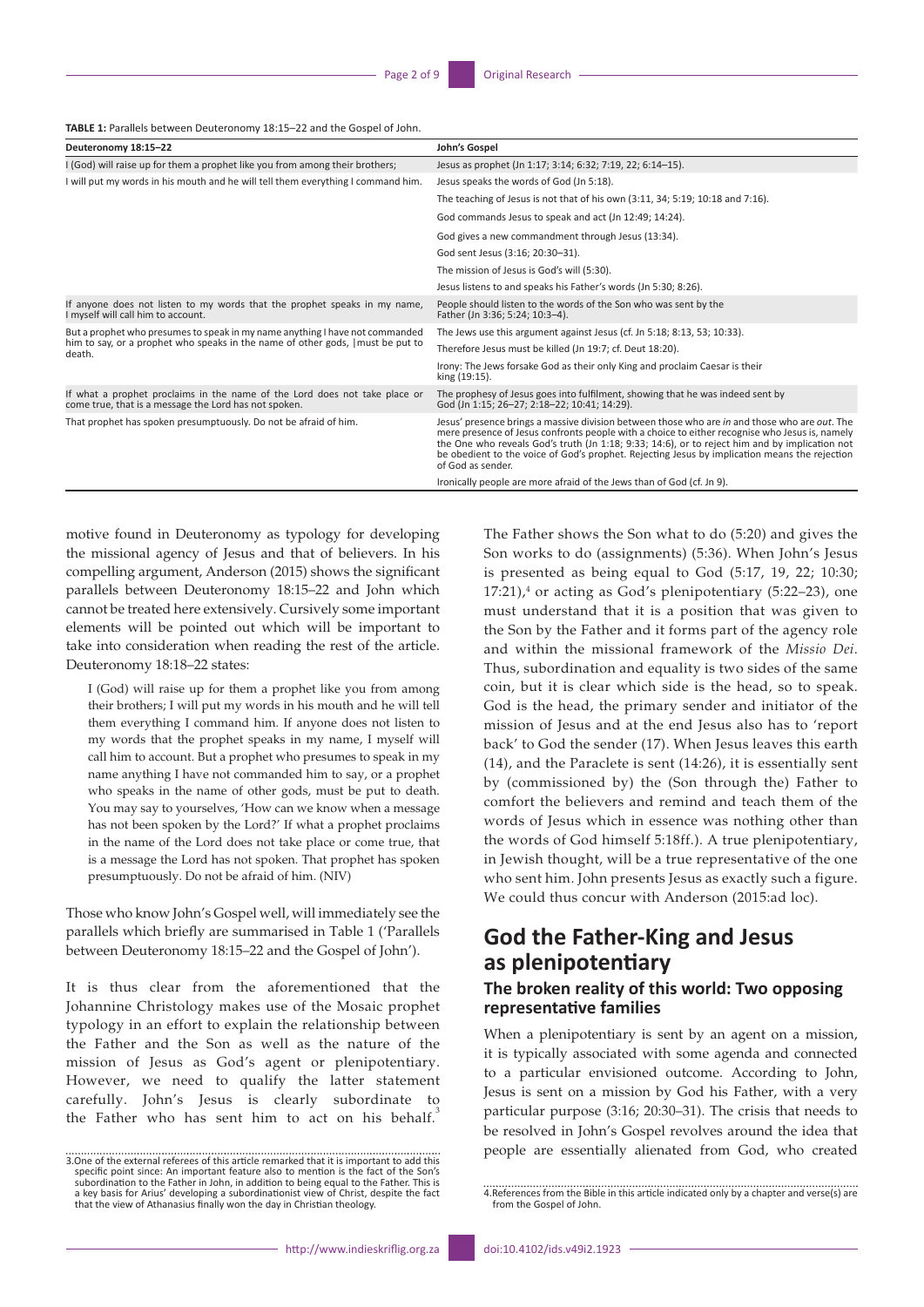**TABLE 1:** Parallels between Deuteronomy 18:15–22 and the Gospel of John.

| Deuteronomy 18:15–22 | John's Gospel |
|---|---|
| I (God) will raise up for them a prophet like you from among their brothers; | Jesus as prophet (Jn 1:17; 3:14; 6:32; 7:19, 22; 6:14–15). |
| I will put my words in his mouth and he will tell them everything I command him. | Jesus speaks the words of God (Jn 5:18). |
| | The teaching of Jesus is not that of his own (3:11, 34; 5:19; 10:18 and 7:16). |
| | God commands Jesus to speak and act (Jn 12:49; 14:24). |
| | God gives a new commandment through Jesus (13:34). |
| | God sent Jesus (3:16; 20:30–31). |
| | The mission of Jesus is God's will (5:30). |
| | Jesus listens to and speaks his Father's words (Jn 5:30; 8:26). |
| If anyone does not listen to my words that the prophet speaks in my name, I myself will call him to account. | People should listen to the words of the Son who was sent by the Father (Jn 3:36; 5:24; 10:3–4). |
| But a prophet who presumes to speak in my name anything I have not commanded him to say, or a prophet who speaks in the name of other gods, \|must be put to death. | The Jews use this argument against Jesus (cf. Jn 5:18; 8:13, 53; 10:33). |
| | Therefore Jesus must be killed (Jn 19:7; cf. Deut 18:20). |
| | Irony: The Jews forsake God as their only King and proclaim Caesar is their king (19:15). |
| If what a prophet proclaims in the name of the Lord does not take place or come true, that is a message the Lord has not spoken. | The prophesy of Jesus goes into fulfilment, showing that he was indeed sent by God (Jn 1:15; 26–27; 2:18–22; 10:41; 14:29). |
| That prophet has spoken presumptuously. Do not be afraid of him. | Jesus' presence brings a massive division between those who are *in* and those who are *out*. The mere presence of Jesus confronts people with a choice to either recognise who Jesus is, namely the One who reveals God's truth (Jn 1:18; 9:33; 14:6), or to reject him and by implication not be obedient to the voice of God's prophet. Rejecting Jesus by implication means the rejection of God as sender. |
| | Ironically people are more afraid of the Jews than of God (cf. Jn 9). |

motive found in Deuteronomy as typology for developing the missional agency of Jesus and that of believers. In his compelling argument, Anderson (2015) shows the significant parallels between Deuteronomy 18:15–22 and John which cannot be treated here extensively. Cursively some important elements will be pointed out which will be important to take into consideration when reading the rest of the article. Deuteronomy 18:18–22 states:

> I (God) will raise up for them a prophet like you from among their brothers; I will put my words in his mouth and he will tell them everything I command him. If anyone does not listen to my words that the prophet speaks in my name, I myself will call him to account. But a prophet who presumes to speak in my name anything I have not commanded him to say, or a prophet who speaks in the name of other gods, must be put to death. You may say to yourselves, 'How can we know when a message has not been spoken by the Lord?' If what a prophet proclaims in the name of the Lord does not take place or come true, that is a message the Lord has not spoken. That prophet has spoken presumptuously. Do not be afraid of him. (NIV)

Those who know John's Gospel well, will immediately see the parallels which briefly are summarised in Table 1 ('Parallels between Deuteronomy 18:15–22 and the Gospel of John').

It is thus clear from the aforementioned that the Johannine Christology makes use of the Mosaic prophet typology in an effort to explain the relationship between the Father and the Son as well as the nature of the mission of Jesus as God's agent or plenipotentiary. However, we need to qualify the latter statement carefully. John's Jesus is clearly subordinate to the Father who has sent him to act on his behalf.[3] The Father shows the Son what to do (5:20) and gives the Son works to do (assignments) (5:36). When John's Jesus is presented as being equal to God (5:17, 19, 22; 10:30; 17:21),[4] or acting as God's plenipotentiary (5:22–23), one must understand that it is a position that was given to the Son by the Father and it forms part of the agency role and within the missional framework of the *Missio Dei*. Thus, subordination and equality is two sides of the same coin, but it is clear which side is the head, so to speak. God is the head, the primary sender and initiator of the mission of Jesus and at the end Jesus also has to 'report back' to God the sender (17). When Jesus leaves this earth (14), and the Paraclete is sent (14:26), it is essentially sent by (commissioned by) the (Son through the) Father to comfort the believers and remind and teach them of the words of Jesus which in essence was nothing other than the words of God himself 5:18ff.). A true plenipotentiary, in Jewish thought, will be a true representative of the one who sent him. John presents Jesus as exactly such a figure. We could thus concur with Anderson (2015:ad loc).

## God the Father-King and Jesus as plenipotentiary

### The broken reality of this world: Two opposing representative families

When a plenipotentiary is sent by an agent on a mission, it is typically associated with some agenda and connected to a particular envisioned outcome. According to John, Jesus is sent on a mission by God his Father, with a very particular purpose (3:16; 20:30–31). The crisis that needs to be resolved in John's Gospel revolves around the idea that people are essentially alienated from God, who created

3.One of the external referees of this article remarked that it is important to add this specific point since: An important feature also to mention is the fact of the Son's subordination to the Father in John, in addition to being equal to the Father. This is a key basis for Arius' developing a subordinationist view of Christ, despite the fact that the view of Athanasius finally won the day in Christian theology.

4.References from the Bible in this article indicated only by a chapter and verse(s) are from the Gospel of John.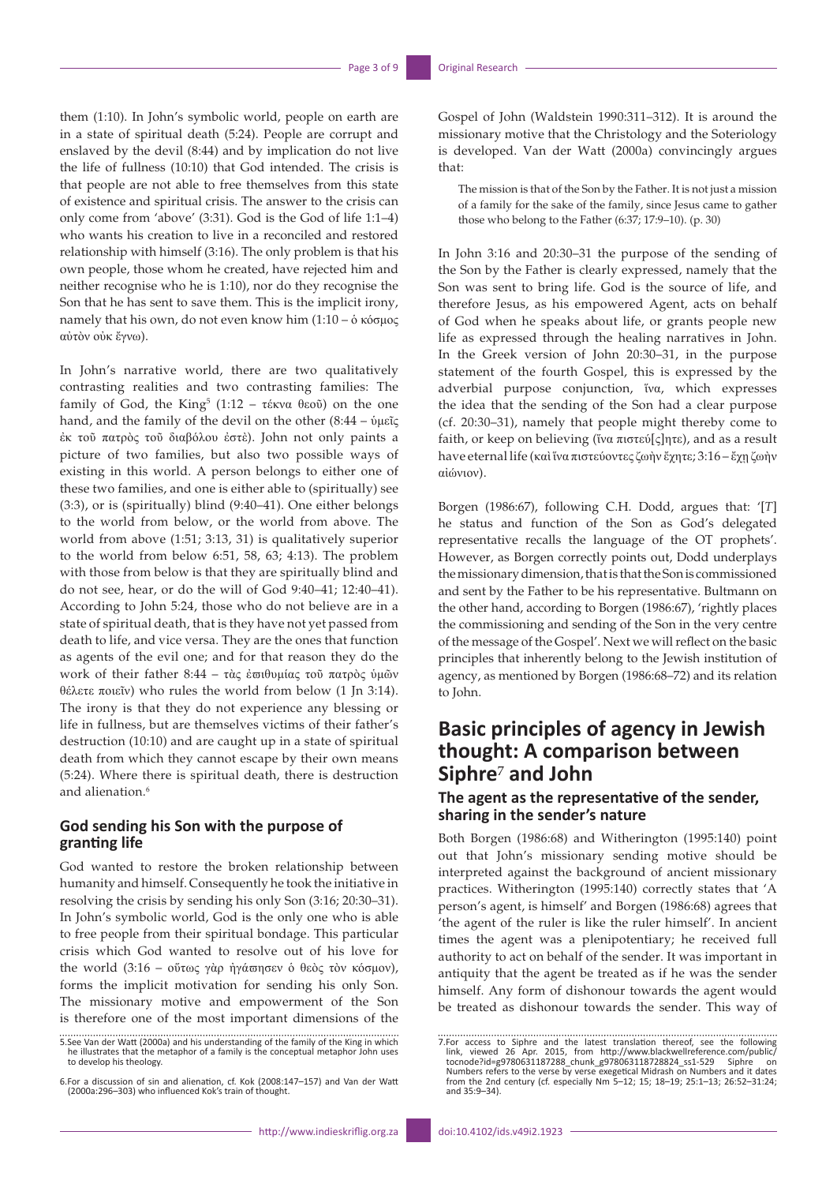them (1:10). In John's symbolic world, people on earth are in a state of spiritual death (5:24). People are corrupt and enslaved by the devil (8:44) and by implication do not live the life of fullness (10:10) that God intended. The crisis is that people are not able to free themselves from this state of existence and spiritual crisis. The answer to the crisis can only come from 'above' (3:31). God is the God of life 1:1–4) who wants his creation to live in a reconciled and restored relationship with himself (3:16). The only problem is that his own people, those whom he created, have rejected him and neither recognise who he is 1:10), nor do they recognise the Son that he has sent to save them. This is the implicit irony, namely that his own, do not even know him (1:10 – ὁ κόσμος αὐτὸν οὐκ ἔγνω).

In John's narrative world, there are two qualitatively contrasting realities and two contrasting families: The family of God, the King[5] (1:12 – τέκνα θεοῦ) on the one hand, and the family of the devil on the other (8:44 – ὑμεῖς ἐκ τοῦ πατρὸς τοῦ διαβόλου ἐστὲ). John not only paints a picture of two families, but also two possible ways of existing in this world. A person belongs to either one of these two families, and one is either able to (spiritually) see (3:3), or is (spiritually) blind (9:40–41). One either belongs to the world from below, or the world from above. The world from above (1:51; 3:13, 31) is qualitatively superior to the world from below 6:51, 58, 63; 4:13). The problem with those from below is that they are spiritually blind and do not see, hear, or do the will of God 9:40–41; 12:40–41). According to John 5:24, those who do not believe are in a state of spiritual death, that is they have not yet passed from death to life, and vice versa. They are the ones that function as agents of the evil one; and for that reason they do the work of their father 8:44 – τὰς ἐπιθυμίας τοῦ πατρὸς ὑμῶν θέλετε ποιεῖν) who rules the world from below (1 Jn 3:14). The irony is that they do not experience any blessing or life in fullness, but are themselves victims of their father's destruction (10:10) and are caught up in a state of spiritual death from which they cannot escape by their own means (5:24). Where there is spiritual death, there is destruction and alienation.[6]

### God sending his Son with the purpose of granting life

God wanted to restore the broken relationship between humanity and himself. Consequently he took the initiative in resolving the crisis by sending his only Son (3:16; 20:30–31). In John's symbolic world, God is the only one who is able to free people from their spiritual bondage. This particular crisis which God wanted to resolve out of his love for the world (3:16 – οὕτως γὰρ ἠγάπησεν ὁ θεὸς τὸν κόσμον), forms the implicit motivation for sending his only Son. The missionary motive and empowerment of the Son is therefore one of the most important dimensions of the Gospel of John (Waldstein 1990:311–312). It is around the missionary motive that the Christology and the Soteriology is developed. Van der Watt (2000a) convincingly argues that:

> The mission is that of the Son by the Father. It is not just a mission of a family for the sake of the family, since Jesus came to gather those who belong to the Father (6:37; 17:9–10). (p. 30)

In John 3:16 and 20:30–31 the purpose of the sending of the Son by the Father is clearly expressed, namely that the Son was sent to bring life. God is the source of life, and therefore Jesus, as his empowered Agent, acts on behalf of God when he speaks about life, or grants people new life as expressed through the healing narratives in John. In the Greek version of John 20:30–31, in the purpose statement of the fourth Gospel, this is expressed by the adverbial purpose conjunction, ἵνα, which expresses the idea that the sending of the Son had a clear purpose (cf. 20:30–31), namely that people might thereby come to faith, or keep on believing (ἵνα πιστεύ[ς]ητε), and as a result have eternal life (καὶ ἵνα πιστεύοντες ζωὴν ἔχητε; 3:16 – ἔχῃ ζωὴν αἰώνιον).

Borgen (1986:67), following C.H. Dodd, argues that: '[*T*]he status and function of the Son as God's delegated representative recalls the language of the OT prophets'. However, as Borgen correctly points out, Dodd underplays the missionary dimension, that is that the Son is commissioned and sent by the Father to be his representative. Bultmann on the other hand, according to Borgen (1986:67), 'rightly places the commissioning and sending of the Son in the very centre of the message of the Gospel'. Next we will reflect on the basic principles that inherently belong to the Jewish institution of agency, as mentioned by Borgen (1986:68–72) and its relation to John.

## Basic principles of agency in Jewish thought: A comparison between Siphre[7] and John

### The agent as the representative of the sender, sharing in the sender's nature

Both Borgen (1986:68) and Witherington (1995:140) point out that John's missionary sending motive should be interpreted against the background of ancient missionary practices. Witherington (1995:140) correctly states that 'A person's agent, is himself' and Borgen (1986:68) agrees that 'the agent of the ruler is like the ruler himself'. In ancient times the agent was a plenipotentiary; he received full authority to act on behalf of the sender. It was important in antiquity that the agent be treated as if he was the sender himself. Any form of dishonour towards the agent would be treated as dishonour towards the sender. This way of

5. See Van der Watt (2000a) and his understanding of the family of the King in which he illustrates that the metaphor of a family is the conceptual metaphor John uses to develop his theology.

6. For a discussion of sin and alienation, cf. Kok (2008:147–157) and Van der Watt (2000a:296–303) who influenced Kok's train of thought.

7. For access to Siphre and the latest translation thereof, see the following link, viewed 26 Apr. 2015, from http://www.blackwellreference.com/public/tocnode?id=g9780631187288_chunk_g978063118728824_ss1-529 Siphre on Numbers refers to the verse by verse exegetical Midrash on Numbers and it dates from the 2nd century (cf. especially Nm 5–12; 15; 18–19; 25:1–13; 26:52–31:24; and 35:9–34).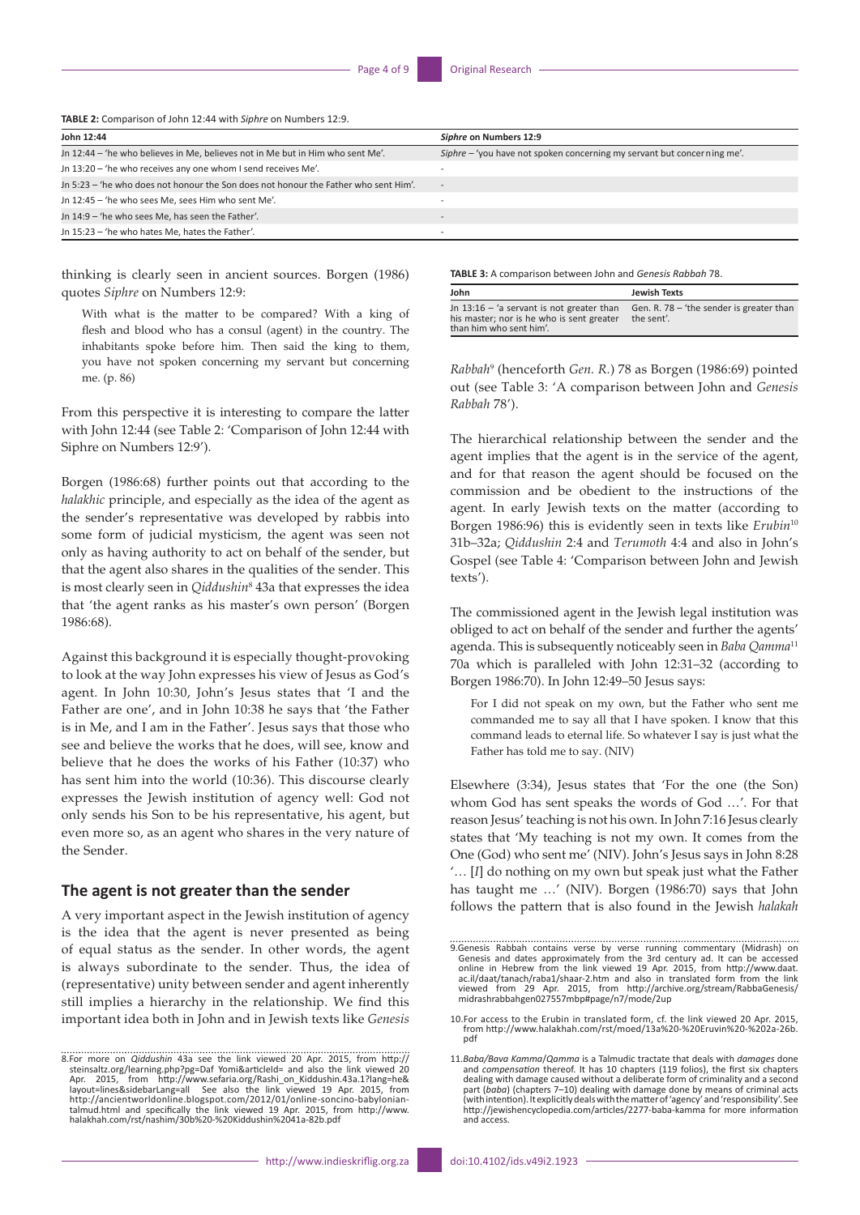**TABLE 2:** Comparison of John 12:44 with *Siphre* on Numbers 12:9.

| John 12:44 | *Siphre* on Numbers 12:9 |
| --- | --- |
| Jn 12:44 – 'he who believes in Me, believes not in Me but in Him who sent Me'. | *Siphre* – 'you have not spoken concerning my servant but concerning me'. |
| Jn 13:20 – 'he who receives any one whom I send receives Me'. | - |
| Jn 5:23 – 'he who does not honour the Son does not honour the Father who sent Him'. | - |
| Jn 12:45 – 'he who sees Me, sees Him who sent Me'. | - |
| Jn 14:9 – 'he who sees Me, has seen the Father'. | - |
| Jn 15:23 – 'he who hates Me, hates the Father'. | - |

thinking is clearly seen in ancient sources. Borgen (1986) quotes *Siphre* on Numbers 12:9:

> With what is the matter to be compared? With a king of flesh and blood who has a consul (agent) in the country. The inhabitants spoke before him. Then said the king to them, you have not spoken concerning my servant but concerning me. (p. 86)

From this perspective it is interesting to compare the latter with John 12:44 (see Table 2: 'Comparison of John 12:44 with Siphre on Numbers 12:9').

Borgen (1986:68) further points out that according to the *halakhic* principle, and especially as the idea of the agent as the sender's representative was developed by rabbis into some form of judicial mysticism, the agent was seen not only as having authority to act on behalf of the sender, but that the agent also shares in the qualities of the sender. This is most clearly seen in *Qiddushin*[8] 43a that expresses the idea that 'the agent ranks as his master's own person' (Borgen 1986:68).

Against this background it is especially thought-provoking to look at the way John expresses his view of Jesus as God's agent. In John 10:30, John's Jesus states that 'I and the Father are one', and in John 10:38 he says that 'the Father is in Me, and I am in the Father'. Jesus says that those who see and believe the works that he does, will see, know and believe that he does the works of his Father (10:37) who has sent him into the world (10:36). This discourse clearly expresses the Jewish institution of agency well: God not only sends his Son to be his representative, his agent, but even more so, as an agent who shares in the very nature of the Sender.

## The agent is not greater than the sender

A very important aspect in the Jewish institution of agency is the idea that the agent is never presented as being of equal status as the sender. In other words, the agent is always subordinate to the sender. Thus, the idea of (representative) unity between sender and agent inherently still implies a hierarchy in the relationship. We find this important idea both in John and in Jewish texts like *Genesis Rabbah*[9] (henceforth *Gen. R.*) 78 as Borgen (1986:69) pointed out (see Table 3: 'A comparison between John and *Genesis Rabbah* 78').

**TABLE 3:** A comparison between John and *Genesis Rabbah* 78.

| John | Jewish Texts |
| --- | --- |
| Jn 13:16 – 'a servant is not greater than his master; nor is he who is sent greater than him who sent him'. | Gen. R. 78 – 'the sender is greater than the sent'. |

The hierarchical relationship between the sender and the agent implies that the agent is in the service of the agent, and for that reason the agent should be focused on the commission and be obedient to the instructions of the agent. In early Jewish texts on the matter (according to Borgen 1986:96) this is evidently seen in texts like *Erubin*[10] 31b–32a; *Qiddushin* 2:4 and *Terumoth* 4:4 and also in John's Gospel (see Table 4: 'Comparison between John and Jewish texts').

The commissioned agent in the Jewish legal institution was obliged to act on behalf of the sender and further the agents' agenda. This is subsequently noticeably seen in *Baba Qamma*[11] 70a which is paralleled with John 12:31–32 (according to Borgen 1986:70). In John 12:49–50 Jesus says:

> For I did not speak on my own, but the Father who sent me commanded me to say all that I have spoken. I know that this command leads to eternal life. So whatever I say is just what the Father has told me to say. (NIV)

Elsewhere (3:34), Jesus states that 'For the one (the Son) whom God has sent speaks the words of God …'. For that reason Jesus' teaching is not his own. In John 7:16 Jesus clearly states that 'My teaching is not my own. It comes from the One (God) who sent me' (NIV). John's Jesus says in John 8:28 '… [*I*] do nothing on my own but speak just what the Father has taught me …' (NIV). Borgen (1986:70) says that John follows the pattern that is also found in the Jewish *halakah*

8.For more on *Qiddushin* 43a see the link viewed 20 Apr. 2015, from http://steinsaltz.org/learning.php?pg=Daf Yomi&articleId= and also the link viewed 20 Apr. 2015, from http://www.sefaria.org/Rashi_on_Kiddushin.43a.1?lang=he&layout=lines&sidebarLang=all See also the link viewed 19 Apr. 2015, from http://ancientworldonline.blogspot.com/2012/01/online-soncino-babylonian-talmud.html and specifically the link viewed 19 Apr. 2015, from http://www.halakhah.com/rst/nashim/30b%20-%20Kiddushin%2041a-82b.pdf

9.Genesis Rabbah contains verse by verse running commentary (Midrash) on Genesis and dates approximately from the 3rd century ad. It can be accessed online in Hebrew from the link viewed 19 Apr. 2015, from http://www.daat.ac.il/daat/tanach/raba1/shaar-2.htm and also in translated form from the link viewed from 29 Apr. 2015, from http://archive.org/stream/RabbaGenesis/midrashrabbahgen027557mbp#page/n7/mode/2up

10.For access to the Erubin in translated form, cf. the link viewed 20 Apr. 2015, from http://www.halakhah.com/rst/moed/13a%20-%20Eruvin%20-%202a-26b.pdf

11.*Baba/Bava Kamma/Qamma* is a Talmudic tractate that deals with *damages* done and *compensation* thereof. It has 10 chapters (119 folios), the first six chapters dealing with damage caused without a deliberate form of criminality and a second part (*baba*) (chapters 7–10) dealing with damage done by means of criminal acts (with intention). It explicitly deals with the matter of 'agency' and 'responsibility'. See http://jewishencyclopedia.com/articles/2277-baba-kamma for more information and access.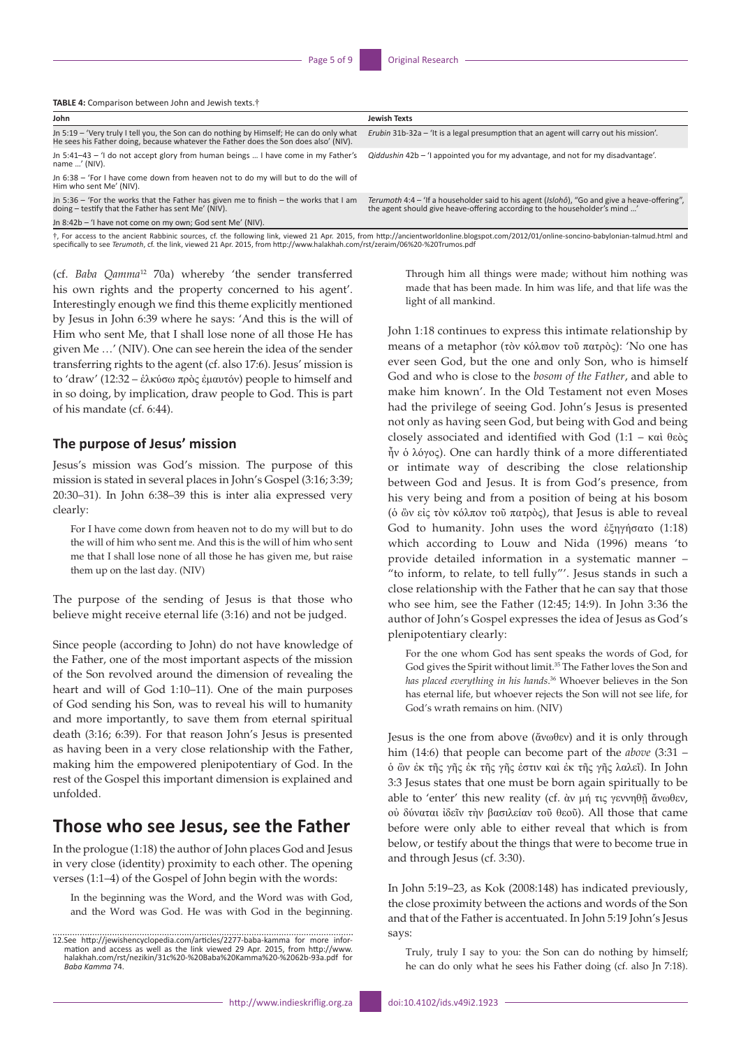**TABLE 4:** Comparison between John and Jewish texts.†

| John | Jewish Texts |
|---|---|
| Jn 5:19 – 'Very truly I tell you, the Son can do nothing by Himself; He can do only what He sees his Father doing, because whatever the Father does the Son does also' (NIV). | *Erubin* 31b-32a – 'It is a legal presumption that an agent will carry out his mission'. |
| Jn 5:41–43 – 'I do not accept glory from human beings … I have come in my Father's name …' (NIV). | *Qiddushin* 42b – 'I appointed you for my advantage, and not for my disadvantage'. |
| Jn 6:38 – 'For I have come down from heaven not to do my will but to do the will of Him who sent Me' (NIV). | |
| Jn 5:36 – 'For the works that the Father has given me to finish – the works that I am doing – testify that the Father has sent Me' (NIV). | *Terumoth* 4:4 – 'If a householder said to his agent (*Islohô*), "Go and give a heave-offering", the agent should give heave-offering according to the householder's mind …' |
| Jn 8:42b – 'I have not come on my own; God sent Me' (NIV). | |

†, For access to the ancient Rabbinic sources, cf. the following link, viewed 21 Apr. 2015, from http://ancientworldonline.blogspot.com/2012/01/online-soncino-babylonian-talmud.html and specifically to see *Terumoth*, cf. the link, viewed 21 Apr. 2015, from http://www.halakhah.com/rst/zeraim/06%20-%20Trumos.pdf

(cf. *Baba Qamma*[12] 70a) whereby 'the sender transferred his own rights and the property concerned to his agent'. Interestingly enough we find this theme explicitly mentioned by Jesus in John 6:39 where he says: 'And this is the will of Him who sent Me, that I shall lose none of all those He has given Me …' (NIV). One can see herein the idea of the sender transferring rights to the agent (cf. also 17:6). Jesus' mission is to 'draw' (12:32 – ἑλκύσω πρὸς ἐμαυτόν) people to himself and in so doing, by implication, draw people to God. This is part of his mandate (cf. 6:44).

### The purpose of Jesus' mission

Jesus's mission was God's mission. The purpose of this mission is stated in several places in John's Gospel (3:16; 3:39; 20:30–31). In John 6:38–39 this is inter alia expressed very clearly:

> For I have come down from heaven not to do my will but to do the will of him who sent me. And this is the will of him who sent me that I shall lose none of all those he has given me, but raise them up on the last day. (NIV)

The purpose of the sending of Jesus is that those who believe might receive eternal life (3:16) and not be judged.

Since people (according to John) do not have knowledge of the Father, one of the most important aspects of the mission of the Son revolved around the dimension of revealing the heart and will of God 1:10–11). One of the main purposes of God sending his Son, was to reveal his will to humanity and more importantly, to save them from eternal spiritual death (3:16; 6:39). For that reason John's Jesus is presented as having been in a very close relationship with the Father, making him the empowered plenipotentiary of God. In the rest of the Gospel this important dimension is explained and unfolded.

## Those who see Jesus, see the Father

In the prologue (1:18) the author of John places God and Jesus in very close (identity) proximity to each other. The opening verses (1:1–4) of the Gospel of John begin with the words:

> In the beginning was the Word, and the Word was with God, and the Word was God. He was with God in the beginning. Through him all things were made; without him nothing was made that has been made. In him was life, and that life was the light of all mankind.

John 1:18 continues to express this intimate relationship by means of a metaphor (τὸν κόλπον τοῦ πατρὸς): 'No one has ever seen God, but the one and only Son, who is himself God and who is close to the *bosom of the Father*, and able to make him known'. In the Old Testament not even Moses had the privilege of seeing God. John's Jesus is presented not only as having seen God, but being with God and being closely associated and identified with God (1:1 – καὶ θεὸς ἦν ὁ λόγος). One can hardly think of a more differentiated or intimate way of describing the close relationship between God and Jesus. It is from God's presence, from his very being and from a position of being at his bosom (ὁ ὢν εἰς τὸν κόλπον τοῦ πατρὸς), that Jesus is able to reveal God to humanity. John uses the word ἐξηγήσατο (1:18) which according to Louw and Nida (1996) means 'to provide detailed information in a systematic manner – "to inform, to relate, to tell fully"'. Jesus stands in such a close relationship with the Father that he can say that those who see him, see the Father (12:45; 14:9). In John 3:36 the author of John's Gospel expresses the idea of Jesus as God's plenipotentiary clearly:

> For the one whom God has sent speaks the words of God, for God gives the Spirit without limit.[35] The Father loves the Son and *has placed everything in his hands*.[36] Whoever believes in the Son has eternal life, but whoever rejects the Son will not see life, for God's wrath remains on him. (NIV)

Jesus is the one from above (ἄνωθεν) and it is only through him (14:6) that people can become part of the *above* (3:31 – ὁ ὢν ἐκ τῆς γῆς ἐκ τῆς γῆς ἐστιν καὶ ἐκ τῆς γῆς λαλεῖ). In John 3:3 Jesus states that one must be born again spiritually to be able to 'enter' this new reality (cf. ἀν μή τις γεννηθῇ ἄνωθεν, οὐ δύναται ἰδεῖν τὴν βασιλείαν τοῦ θεοῦ). All those that came before were only able to either reveal that which is from below, or testify about the things that were to become true in and through Jesus (cf. 3:30).

In John 5:19–23, as Kok (2008:148) has indicated previously, the close proximity between the actions and words of the Son and that of the Father is accentuated. In John 5:19 John's Jesus says:

> Truly, truly I say to you: the Son can do nothing by himself; he can do only what he sees his Father doing (cf. also Jn 7:18).

12.See http://jewishencyclopedia.com/articles/2277-baba-kamma for more information and access as well as the link viewed 29 Apr. 2015, from http://www.halakhah.com/rst/nezikin/31c%20-%20Baba%20Kamma%20-%2062b-93a.pdf for *Baba Kamma* 74.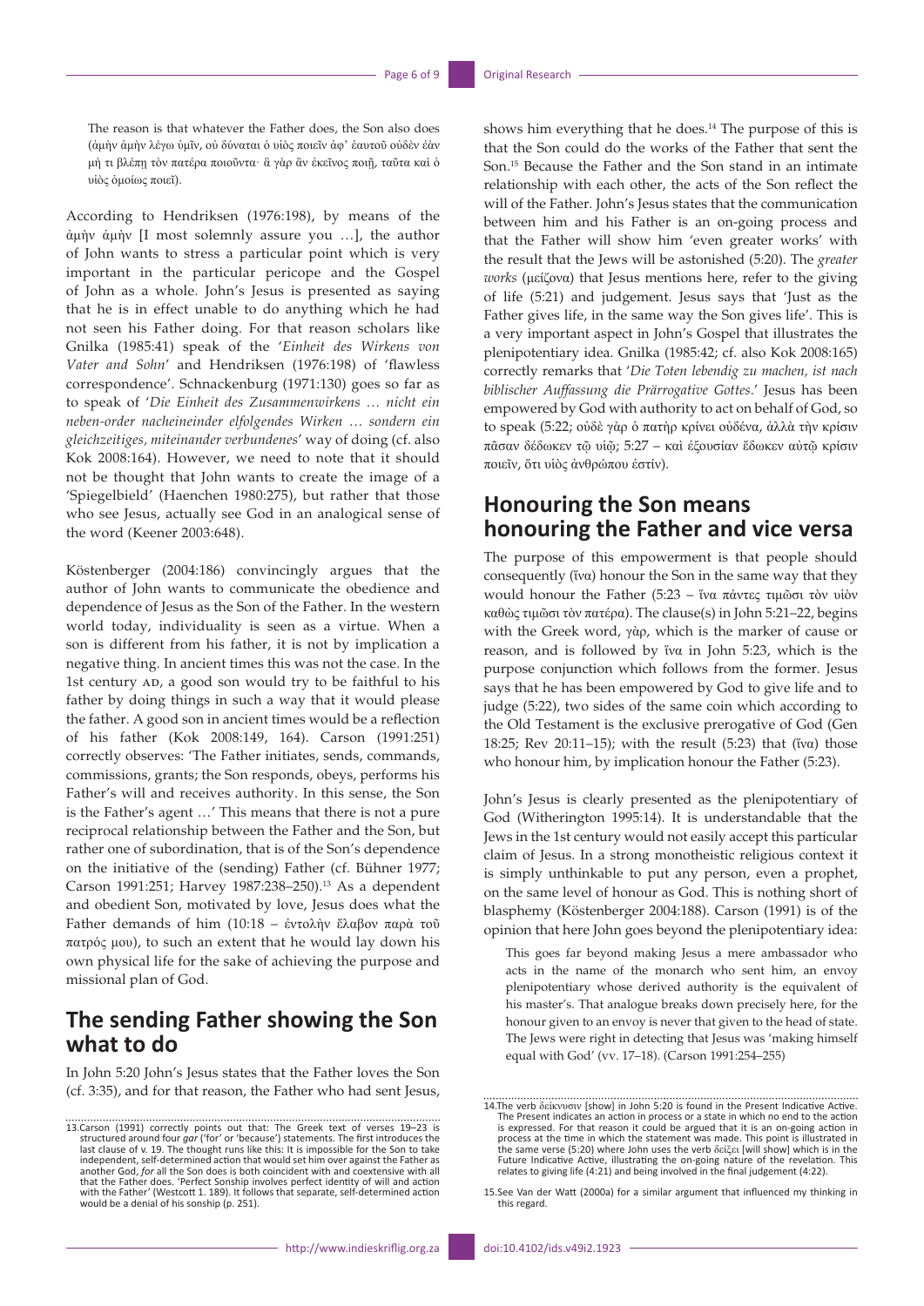The reason is that whatever the Father does, the Son also does (ἀμὴν ἀμὴν λέγω ὑμῖν, οὐ δύναται ὁ υἱὸς ποιεῖν ἀφ᾽ ἑαυτοῦ οὐδὲν ἐὰν μή τι βλέπῃ τὸν πατέρα ποιοῦντα· ἃ γὰρ ἂν ἐκεῖνος ποιῇ, ταῦτα καὶ ὁ υἱὸς ὁμοίως ποιεῖ).

According to Hendriksen (1976:198), by means of the ἀμὴν ἀμὴν [I most solemnly assure you …], the author of John wants to stress a particular point which is very important in the particular pericope and the Gospel of John as a whole. John's Jesus is presented as saying that he is in effect unable to do anything which he had not seen his Father doing. For that reason scholars like Gnilka (1985:41) speak of the '*Einheit des Wirkens von Vater and Sohn*' and Hendriksen (1976:198) of 'flawless correspondence'. Schnackenburg (1971:130) goes so far as to speak of '*Die Einheit des Zusammenwirkens … nicht ein neben-order nacheineinder elfolgendes Wirken … sondern ein gleichzeitiges, miteinander verbundenes*' way of doing (cf. also Kok 2008:164). However, we need to note that it should not be thought that John wants to create the image of a 'Spiegelbield' (Haenchen 1980:275), but rather that those who see Jesus, actually see God in an analogical sense of the word (Keener 2003:648).

Köstenberger (2004:186) convincingly argues that the author of John wants to communicate the obedience and dependence of Jesus as the Son of the Father. In the western world today, individuality is seen as a virtue. When a son is different from his father, it is not by implication a negative thing. In ancient times this was not the case. In the 1st century AD, a good son would try to be faithful to his father by doing things in such a way that it would please the father. A good son in ancient times would be a reflection of his father (Kok 2008:149, 164). Carson (1991:251) correctly observes: 'The Father initiates, sends, commands, commissions, grants; the Son responds, obeys, performs his Father's will and receives authority. In this sense, the Son is the Father's agent …' This means that there is not a pure reciprocal relationship between the Father and the Son, but rather one of subordination, that is of the Son's dependence on the initiative of the (sending) Father (cf. Bühner 1977; Carson 1991:251; Harvey 1987:238–250).[13] As a dependent and obedient Son, motivated by love, Jesus does what the Father demands of him (10:18 – ἐντολὴν ἔλαβον παρὰ τοῦ πατρός μου), to such an extent that he would lay down his own physical life for the sake of achieving the purpose and missional plan of God.

## The sending Father showing the Son what to do

In John 5:20 John's Jesus states that the Father loves the Son (cf. 3:35), and for that reason, the Father who had sent Jesus, shows him everything that he does.[14] The purpose of this is that the Son could do the works of the Father that sent the Son.[15] Because the Father and the Son stand in an intimate relationship with each other, the acts of the Son reflect the will of the Father. John's Jesus states that the communication between him and his Father is an on-going process and that the Father will show him 'even greater works' with the result that the Jews will be astonished (5:20). The *greater works* (μείζονα) that Jesus mentions here, refer to the giving of life (5:21) and judgement. Jesus says that 'Just as the Father gives life, in the same way the Son gives life'. This is a very important aspect in John's Gospel that illustrates the plenipotentiary idea. Gnilka (1985:42; cf. also Kok 2008:165) correctly remarks that '*Die Toten lebendig zu machen, ist nach biblischer Auffassung die Prärrogative Gottes*.' Jesus has been empowered by God with authority to act on behalf of God, so to speak (5:22; οὐδὲ γὰρ ὁ πατὴρ κρίνει οὐδένα, ἀλλὰ τὴν κρίσιν πᾶσαν δέδωκεν τῷ υἱῷ; 5:27 – καὶ ἐξουσίαν ἔδωκεν αὐτῷ κρίσιν ποιεῖν, ὅτι υἱὸς ἀνθρώπου ἐστίν).

## Honouring the Son means honouring the Father and vice versa

The purpose of this empowerment is that people should consequently (ἵνα) honour the Son in the same way that they would honour the Father (5:23 – ἵνα πάντες τιμῶσι τὸν υἱὸν καθὼς τιμῶσι τὸν πατέρα). The clause(s) in John 5:21–22, begins with the Greek word, γὰρ, which is the marker of cause or reason, and is followed by ἵνα in John 5:23, which is the purpose conjunction which follows from the former. Jesus says that he has been empowered by God to give life and to judge (5:22), two sides of the same coin which according to the Old Testament is the exclusive prerogative of God (Gen 18:25; Rev 20:11–15); with the result (5:23) that (ἵνα) those who honour him, by implication honour the Father (5:23).

John's Jesus is clearly presented as the plenipotentiary of God (Witherington 1995:14). It is understandable that the Jews in the 1st century would not easily accept this particular claim of Jesus. In a strong monotheistic religious context it is simply unthinkable to put any person, even a prophet, on the same level of honour as God. This is nothing short of blasphemy (Köstenberger 2004:188). Carson (1991) is of the opinion that here John goes beyond the plenipotentiary idea:

> This goes far beyond making Jesus a mere ambassador who acts in the name of the monarch who sent him, an envoy plenipotentiary whose derived authority is the equivalent of his master's. That analogue breaks down precisely here, for the honour given to an envoy is never that given to the head of state. The Jews were right in detecting that Jesus was 'making himself equal with God' (vv. 17–18). (Carson 1991:254–255)

---

13. Carson (1991) correctly points out that: The Greek text of verses 19–23 is structured around four *gar* ('for' or 'because') statements. The first introduces the last clause of v. 19. The thought runs like this: It is impossible for the Son to take independent, self-determined action that would set him over against the Father as another God, *for* all the Son does is both coincident with and coextensive with all that the Father does. 'Perfect Sonship involves perfect identity of will and action with the Father' (Westcott 1. 189). It follows that separate, self-determined action would be a denial of his sonship (p. 251).

14. The verb δείκνυσιν [show] in John 5:20 is found in the Present Indicative Active. The Present indicates an action in process or a state in which no end to the action is expressed. For that reason it could be argued that it is an on-going action in process at the time in which the statement was made. This point is illustrated in the same verse (5:20) where John uses the verb δείξει [will show] which is in the Future Indicative Active, illustrating the on-going nature of the revelation. This relates to giving life (4:21) and being involved in the final judgement (4:22).

15. See Van der Watt (2000a) for a similar argument that influenced my thinking in this regard.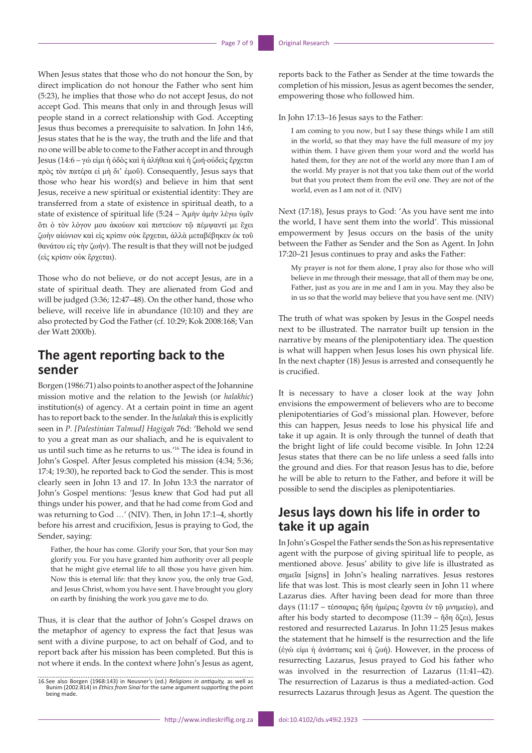When Jesus states that those who do not honour the Son, by direct implication do not honour the Father who sent him (5:23), he implies that those who do not accept Jesus, do not accept God. This means that only in and through Jesus will people stand in a correct relationship with God. Accepting Jesus thus becomes a prerequisite to salvation. In John 14:6, Jesus states that he is the way, the truth and the life and that no one will be able to come to the Father accept in and through Jesus (14:6 – γώ εἰμι ἡ ὁδὸς καὶ ἡ ἀλήθεια καὶ ἡ ζωή·οὐδεὶς ἔρχεται πρὸς τὸν πατέρα εἰ μὴ δι᾽ ἐμοῦ). Consequently, Jesus says that those who hear his word(s) and believe in him that sent Jesus, receive a new spiritual or existential identity: They are transferred from a state of existence in spiritual death, to a state of existence of spiritual life (5:24 – Ἀμὴν ἀμὴν λέγω ὑμῖν ὅτι ὁ τὸν λόγον μου ἀκούων καὶ πιστεύων τῷ πέμψαντί με ἔχει ζωὴν αἰώνιον καὶ εἰς κρίσιν οὐκ ἔρχεται, ἀλλὰ μεταβέβηκεν ἐκ τοῦ θανάτου εἰς τὴν ζωήν). The result is that they will not be judged (εἰς κρίσιν οὐκ ἔρχεται).

Those who do not believe, or do not accept Jesus, are in a state of spiritual death. They are alienated from God and will be judged (3:36; 12:47–48). On the other hand, those who believe, will receive life in abundance (10:10) and they are also protected by God the Father (cf. 10:29; Kok 2008:168; Van der Watt 2000b).

## The agent reporting back to the sender

Borgen (1986:71) also points to another aspect of the Johannine mission motive and the relation to the Jewish (or *halakhic*) institution(s) of agency. At a certain point in time an agent has to report back to the sender. In the *halakah* this is explicitly seen in *P. [Palestinian Talmud] Hagigah* 76d: 'Behold we send to you a great man as our shaliach, and he is equivalent to us until such time as he returns to us.'[16] The idea is found in John's Gospel. After Jesus completed his mission (4:34; 5:36; 17:4; 19:30), he reported back to God the sender. This is most clearly seen in John 13 and 17. In John 13:3 the narrator of John's Gospel mentions: 'Jesus knew that God had put all things under his power, and that he had come from God and was returning to God …' (NIV). Then, in John 17:1–4, shortly before his arrest and crucifixion, Jesus is praying to God, the Sender, saying:

> Father, the hour has come. Glorify your Son, that your Son may glorify you. For you have granted him authority over all people that he might give eternal life to all those you have given him. Now this is eternal life: that they know you, the only true God, and Jesus Christ, whom you have sent. I have brought you glory on earth by finishing the work you gave me to do.

Thus, it is clear that the author of John's Gospel draws on the metaphor of agency to express the fact that Jesus was sent with a divine purpose, to act on behalf of God, and to report back after his mission has been completed. But this is not where it ends. In the context where John's Jesus as agent, reports back to the Father as Sender at the time towards the completion of his mission, Jesus as agent becomes the sender, empowering those who followed him.

In John 17:13–16 Jesus says to the Father:

> I am coming to you now, but I say these things while I am still in the world, so that they may have the full measure of my joy within them. I have given them your word and the world has hated them, for they are not of the world any more than I am of the world. My prayer is not that you take them out of the world but that you protect them from the evil one. They are not of the world, even as I am not of it. (NIV)

Next (17:18), Jesus prays to God: 'As you have sent me into the world, I have sent them into the world'. This missional empowerment by Jesus occurs on the basis of the unity between the Father as Sender and the Son as Agent. In John 17:20–21 Jesus continues to pray and asks the Father:

> My prayer is not for them alone, I pray also for those who will believe in me through their message, that all of them may be one, Father, just as you are in me and I am in you. May they also be in us so that the world may believe that you have sent me. (NIV)

The truth of what was spoken by Jesus in the Gospel needs next to be illustrated. The narrator built up tension in the narrative by means of the plenipotentiary idea. The question is what will happen when Jesus loses his own physical life. In the next chapter (18) Jesus is arrested and consequently he is crucified.

It is necessary to have a closer look at the way John envisions the empowerment of believers who are to become plenipotentiaries of God's missional plan. However, before this can happen, Jesus needs to lose his physical life and take it up again. It is only through the tunnel of death that the bright light of life could become visible. In John 12:24 Jesus states that there can be no life unless a seed falls into the ground and dies. For that reason Jesus has to die, before he will be able to return to the Father, and before it will be possible to send the disciples as plenipotentiaries.

## Jesus lays down his life in order to take it up again

In John's Gospel the Father sends the Son as his representative agent with the purpose of giving spiritual life to people, as mentioned above. Jesus' ability to give life is illustrated as σημεῖα [signs] in John's healing narratives. Jesus restores life that was lost. This is most clearly seen in John 11 where Lazarus dies. After having been dead for more than three days (11:17 – τέσσαρας ἤδη ἡμέρας ἔχοντα ἐν τῷ μνημείῳ), and after his body started to decompose (11:39 – ἤδη ὄζει), Jesus restored and resurrected Lazarus. In John 11:25 Jesus makes the statement that he himself is the resurrection and the life (ἐγώ εἰμι ἡ ἀνάστασις καὶ ἡ ζωή). However, in the process of resurrecting Lazarus, Jesus prayed to God his father who was involved in the resurrection of Lazarus (11:41–42). The resurrection of Lazarus is thus a mediated-action. God resurrects Lazarus through Jesus as Agent. The question the

16.See also Borgen (1968:143) in Neusner's (ed.) *Religions in antiquity,* as well as Bunim (2002:814) in *Ethics from Sinai* for the same argument supporting the point being made.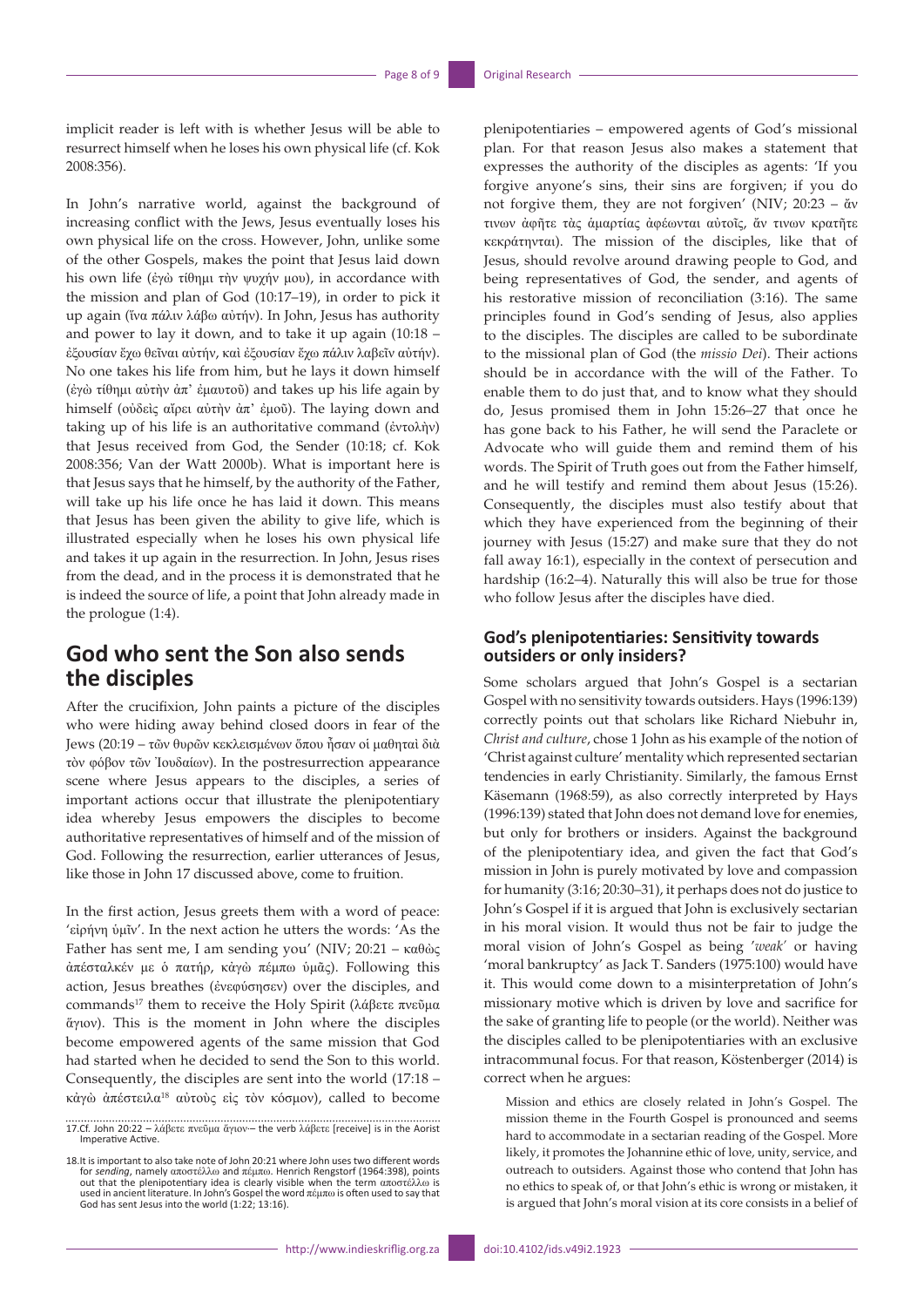implicit reader is left with is whether Jesus will be able to resurrect himself when he loses his own physical life (cf. Kok 2008:356).

In John's narrative world, against the background of increasing conflict with the Jews, Jesus eventually loses his own physical life on the cross. However, John, unlike some of the other Gospels, makes the point that Jesus laid down his own life (ἐγὼ τίθημι τὴν ψυχήν μου), in accordance with the mission and plan of God (10:17–19), in order to pick it up again (ἵνα πάλιν λάβω αὐτήν). In John, Jesus has authority and power to lay it down, and to take it up again (10:18 – ἐξουσίαν ἔχω θεῖναι αὐτήν, καὶ ἐξουσίαν ἔχω πάλιν λαβεῖν αὐτήν). No one takes his life from him, but he lays it down himself (ἐγὼ τίθημι αὐτὴν ἀπ᾽ ἐμαυτοῦ) and takes up his life again by himself (οὐδεὶς αἴρει αὐτὴν ἀπ᾽ ἐμοῦ). The laying down and taking up of his life is an authoritative command (ἐντολὴν) that Jesus received from God, the Sender (10:18; cf. Kok 2008:356; Van der Watt 2000b). What is important here is that Jesus says that he himself, by the authority of the Father, will take up his life once he has laid it down. This means that Jesus has been given the ability to give life, which is illustrated especially when he loses his own physical life and takes it up again in the resurrection. In John, Jesus rises from the dead, and in the process it is demonstrated that he is indeed the source of life, a point that John already made in the prologue (1:4).

## God who sent the Son also sends the disciples

After the crucifixion, John paints a picture of the disciples who were hiding away behind closed doors in fear of the Jews (20:19 – τῶν θυρῶν κεκλεισμένων ὅπου ἦσαν οἱ μαθηταὶ διὰ τὸν φόβον τῶν Ἰουδαίων). In the postresurrection appearance scene where Jesus appears to the disciples, a series of important actions occur that illustrate the plenipotentiary idea whereby Jesus empowers the disciples to become authoritative representatives of himself and of the mission of God. Following the resurrection, earlier utterances of Jesus, like those in John 17 discussed above, come to fruition.

In the first action, Jesus greets them with a word of peace: 'εἰρήνη ὑμῖν'. In the next action he utters the words: 'As the Father has sent me, I am sending you' (NIV; 20:21 – καθὼς ἀπέσταλκέν με ὁ πατήρ, κἀγὼ πέμπω ὑμᾶς). Following this action, Jesus breathes (ἐνεφύσησεν) over the disciples, and commands[17] them to receive the Holy Spirit (λάβετε πνεῦμα ἅγιον). This is the moment in John where the disciples become empowered agents of the same mission that God had started when he decided to send the Son to this world. Consequently, the disciples are sent into the world (17:18 – κἀγὼ ἀπέστειλα[18] αὐτοὺς εἰς τὸν κόσμον), called to become plenipotentiaries – empowered agents of God's missional plan. For that reason Jesus also makes a statement that expresses the authority of the disciples as agents: 'If you forgive anyone's sins, their sins are forgiven; if you do not forgive them, they are not forgiven' (NIV; 20:23 – ἄν τινων ἀφῆτε τὰς ἁμαρτίας ἀφέωνται αὐτοῖς, ἄν τινων κρατῆτε κεκράτηνται). The mission of the disciples, like that of Jesus, should revolve around drawing people to God, and being representatives of God, the sender, and agents of his restorative mission of reconciliation (3:16). The same principles found in God's sending of Jesus, also applies to the disciples. The disciples are called to be subordinate to the missional plan of God (the *missio Dei*). Their actions should be in accordance with the will of the Father. To enable them to do just that, and to know what they should do, Jesus promised them in John 15:26–27 that once he has gone back to his Father, he will send the Paraclete or Advocate who will guide them and remind them of his words. The Spirit of Truth goes out from the Father himself, and he will testify and remind them about Jesus (15:26). Consequently, the disciples must also testify about that which they have experienced from the beginning of their journey with Jesus (15:27) and make sure that they do not fall away 16:1), especially in the context of persecution and hardship (16:2–4). Naturally this will also be true for those who follow Jesus after the disciples have died.

### God's plenipotentiaries: Sensitivity towards outsiders or only insiders?

Some scholars argued that John's Gospel is a sectarian Gospel with no sensitivity towards outsiders. Hays (1996:139) correctly points out that scholars like Richard Niebuhr in, *Christ and culture*, chose 1 John as his example of the notion of 'Christ against culture' mentality which represented sectarian tendencies in early Christianity. Similarly, the famous Ernst Käsemann (1968:59), as also correctly interpreted by Hays (1996:139) stated that John does not demand love for enemies, but only for brothers or insiders. Against the background of the plenipotentiary idea, and given the fact that God's mission in John is purely motivated by love and compassion for humanity (3:16; 20:30–31), it perhaps does not do justice to John's Gospel if it is argued that John is exclusively sectarian in his moral vision. It would thus not be fair to judge the moral vision of John's Gospel as being '*weak*' or having 'moral bankruptcy' as Jack T. Sanders (1975:100) would have it. This would come down to a misinterpretation of John's missionary motive which is driven by love and sacrifice for the sake of granting life to people (or the world). Neither was the disciples called to be plenipotentiaries with an exclusive intracommunal focus. For that reason, Köstenberger (2014) is correct when he argues:

> Mission and ethics are closely related in John's Gospel. The mission theme in the Fourth Gospel is pronounced and seems hard to accommodate in a sectarian reading of the Gospel. More likely, it promotes the Johannine ethic of love, unity, service, and outreach to outsiders. Against those who contend that John has no ethics to speak of, or that John's ethic is wrong or mistaken, it is argued that John's moral vision at its core consists in a belief of

---

17. Cf. John 20:22 – λάβετε πνεῦμα ἅγιον·– the verb λάβετε [receive] is in the Aorist Imperative Active.

18. It is important to also take note of John 20:21 where John uses two different words for *sending*, namely αποστέλλω and πέμπω. Henrich Rengstorf (1964:398), points out that the plenipotentiary idea is clearly visible when the term αποστέλλω is used in ancient literature. In John's Gospel the word πέμπω is often used to say that God has sent Jesus into the world (1:22; 13:16).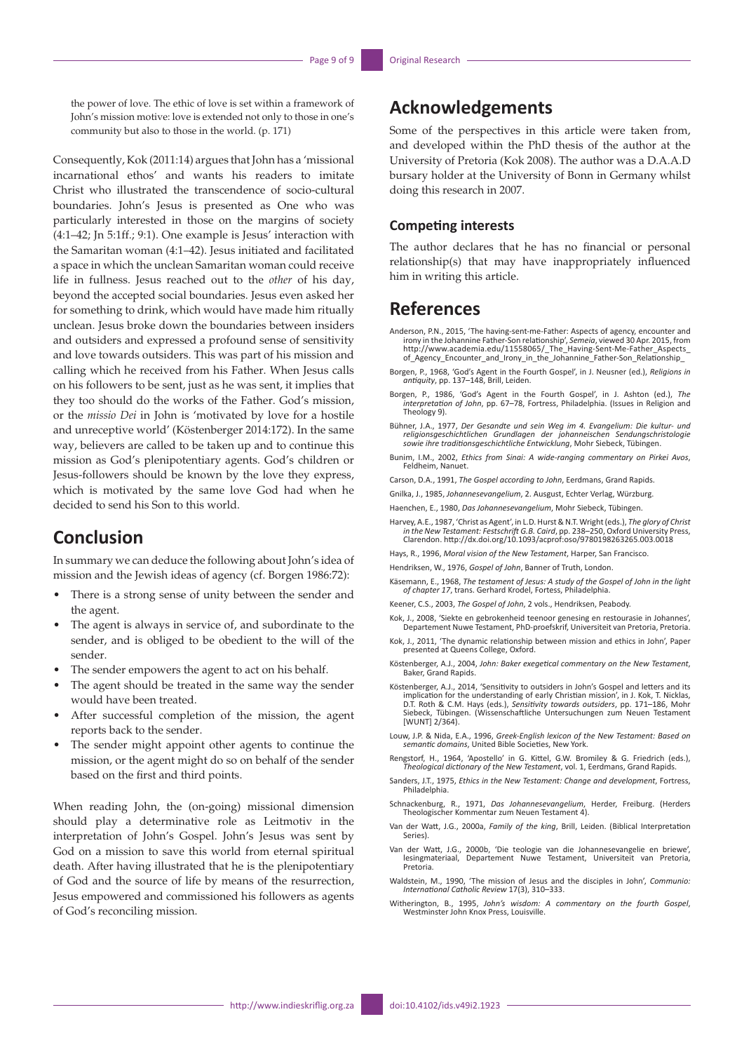the power of love. The ethic of love is set within a framework of John's mission motive: love is extended not only to those in one's community but also to those in the world. (p. 171)

Consequently, Kok (2011:14) argues that John has a 'missional incarnational ethos' and wants his readers to imitate Christ who illustrated the transcendence of socio-cultural boundaries. John's Jesus is presented as One who was particularly interested in those on the margins of society (4:1–42; Jn 5:1ff.; 9:1). One example is Jesus' interaction with the Samaritan woman (4:1–42). Jesus initiated and facilitated a space in which the unclean Samaritan woman could receive life in fullness. Jesus reached out to the *other* of his day, beyond the accepted social boundaries. Jesus even asked her for something to drink, which would have made him ritually unclean. Jesus broke down the boundaries between insiders and outsiders and expressed a profound sense of sensitivity and love towards outsiders. This was part of his mission and calling which he received from his Father. When Jesus calls on his followers to be sent, just as he was sent, it implies that they too should do the works of the Father. God's mission, or the *missio Dei* in John is 'motivated by love for a hostile and unreceptive world' (Köstenberger 2014:172). In the same way, believers are called to be taken up and to continue this mission as God's plenipotentiary agents. God's children or Jesus-followers should be known by the love they express, which is motivated by the same love God had when he decided to send his Son to this world.

## Conclusion

In summary we can deduce the following about John's idea of mission and the Jewish ideas of agency (cf. Borgen 1986:72):

- There is a strong sense of unity between the sender and the agent.
- The agent is always in service of, and subordinate to the sender, and is obliged to be obedient to the will of the sender.
- The sender empowers the agent to act on his behalf.
- The agent should be treated in the same way the sender would have been treated.
- After successful completion of the mission, the agent reports back to the sender.
- The sender might appoint other agents to continue the mission, or the agent might do so on behalf of the sender based on the first and third points.

When reading John, the (on-going) missional dimension should play a determinative role as Leitmotiv in the interpretation of John's Gospel. John's Jesus was sent by God on a mission to save this world from eternal spiritual death. After having illustrated that he is the plenipotentiary of God and the source of life by means of the resurrection, Jesus empowered and commissioned his followers as agents of God's reconciling mission.

## Acknowledgements

Some of the perspectives in this article were taken from, and developed within the PhD thesis of the author at the University of Pretoria (Kok 2008). The author was a D.A.A.D bursary holder at the University of Bonn in Germany whilst doing this research in 2007.

### Competing interests

The author declares that he has no financial or personal relationship(s) that may have inappropriately influenced him in writing this article.

## References

Anderson, P.N., 2015, 'The having-sent-me-Father: Aspects of agency, encounter and irony in the Johannine Father-Son relationship', *Semeia*, viewed 30 Apr. 2015, from http://www.academia.edu/11558065/_The_Having-Sent-Me-Father_Aspects_of_Agency_Encounter_and_Irony_in_the_Johannine_Father-Son_Relationship_

Borgen, P., 1968, 'God's Agent in the Fourth Gospel', in J. Neusner (ed.), *Religions in antiquity*, pp. 137–148, Brill, Leiden.

Borgen, P., 1986, 'God's Agent in the Fourth Gospel', in J. Ashton (ed.), *The interpretation of John*, pp. 67–78, Fortress, Philadelphia. (Issues in Religion and Theology 9).

Bühner, J.A., 1977, *Der Gesandte und sein Weg im 4. Evangelium: Die kultur- und religionsgeschichtlichen Grundlagen der johanneischen Sendungschristologie sowie ihre traditionsgeschichtliche Entwicklung*, Mohr Siebeck, Tübingen.

Bunim, I.M., 2002, *Ethics from Sinai: A wide-ranging commentary on Pirkei Avos*, Feldheim, Nanuet.

Carson, D.A., 1991, *The Gospel according to John*, Eerdmans, Grand Rapids.

Gnilka, J., 1985, *Johannesevangelium*, 2. Ausgust, Echter Verlag, Würzburg.

Haenchen, E., 1980, *Das Johannesevangelium*, Mohr Siebeck, Tübingen.

Harvey, A.E., 1987, 'Christ as Agent', in L.D. Hurst & N.T. Wright (eds.), *The glory of Christ in the New Testament: Festschrift G.B. Caird*, pp. 238–250, Oxford University Press, Clarendon. http://dx.doi.org/10.1093/acprof:oso/9780198263265.003.0018

Hays, R., 1996, *Moral vision of the New Testament*, Harper, San Francisco.

Hendriksen, W., 1976, *Gospel of John*, Banner of Truth, London.

Käsemann, E., 1968, *The testament of Jesus: A study of the Gospel of John in the light of chapter 17*, trans. Gerhard Krodel, Fortess, Philadelphia.

Keener, C.S., 2003, *The Gospel of John*, 2 vols., Hendriksen, Peabody.

Kok, J., 2008, 'Siekte en gebrokenheid teenoor genesing en restourasie in Johannes', Departement Nuwe Testament, PhD-proefskrif, Universiteit van Pretoria, Pretoria.

Kok, J., 2011, 'The dynamic relationship between mission and ethics in John', Paper presented at Queens College, Oxford.

Köstenberger, A.J., 2004, *John: Baker exegetical commentary on the New Testament*, Baker, Grand Rapids.

Köstenberger, A.J., 2014, 'Sensitivity to outsiders in John's Gospel and letters and its implication for the understanding of early Christian mission', in J. Kok, T. Nicklas, D.T. Roth & C.M. Hays (eds.), *Sensitivity towards outsiders*, pp. 171–186, Mohr Siebeck, Tübingen. (Wissenschaftliche Untersuchungen zum Neuen Testament [WUNT] 2/364).

Louw, J.P. & Nida, E.A., 1996, *Greek-English lexicon of the New Testament: Based on semantic domains*, United Bible Societies, New York.

Rengstorf, H., 1964, 'Apostello' in G. Kittel, G.W. Bromiley & G. Friedrich (eds.), *Theological dictionary of the New Testament*, vol. 1, Eerdmans, Grand Rapids.

Sanders, J.T., 1975, *Ethics in the New Testament: Change and development*, Fortress, Philadelphia.

Schnackenburg, R., 1971, *Das Johannesevangelium*, Herder, Freiburg. (Herders Theologischer Kommentar zum Neuen Testament 4).

Van der Watt, J.G., 2000a, *Family of the king*, Brill, Leiden. (Biblical Interpretation Series).

Van der Watt, J.G., 2000b, 'Die teologie van die Johannesevangelie en briewe', lesingmateriaal, Departement Nuwe Testament, Universiteit van Pretoria, Pretoria.

Waldstein, M., 1990, 'The mission of Jesus and the disciples in John', *Communio: International Catholic Review* 17(3), 310–333.

Witherington, B., 1995, *John's wisdom: A commentary on the fourth Gospel*, Westminster John Knox Press, Louisville.